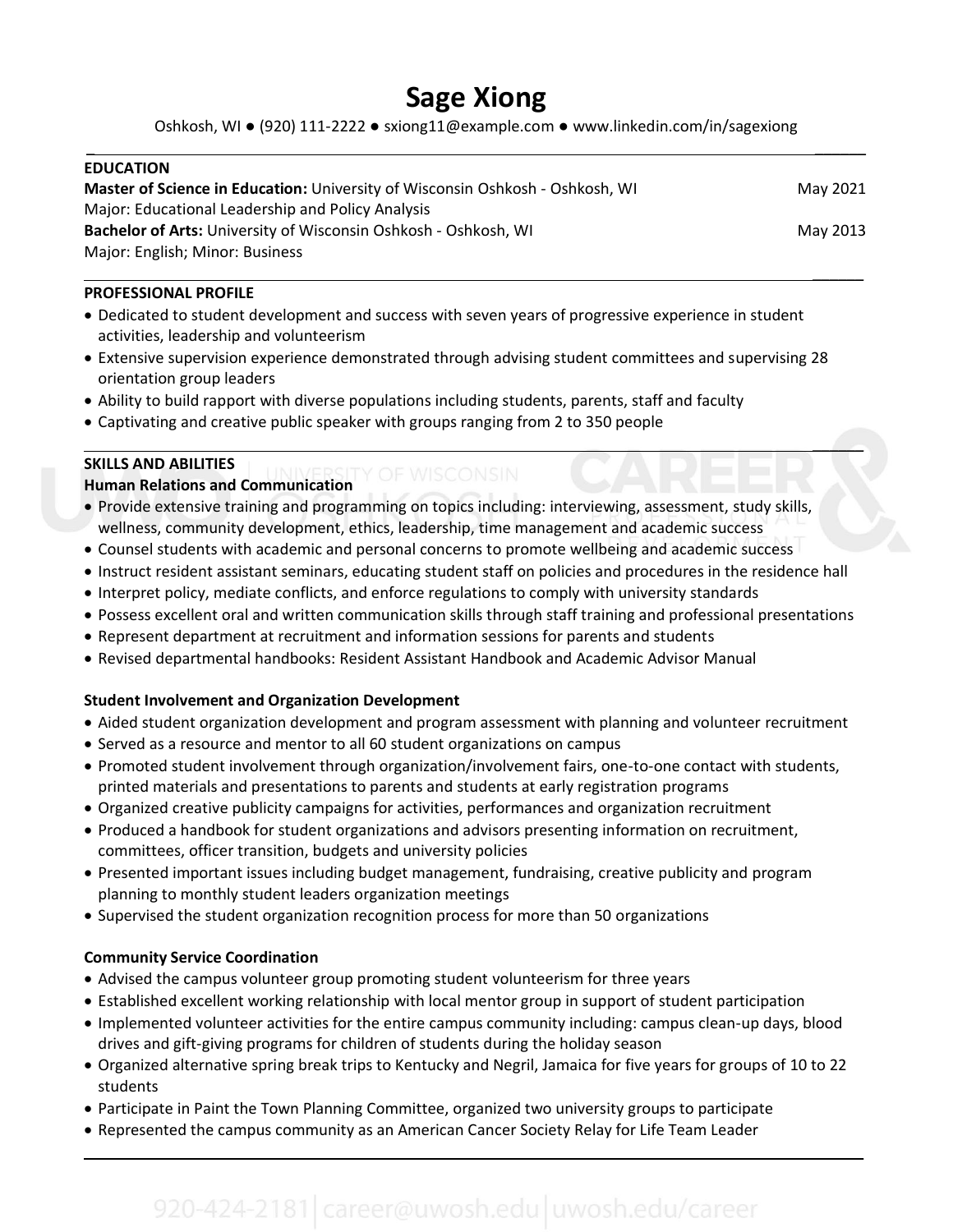# Sage Xiong

Oshkosh, WI ● (920) 111-2222 ● sxiong11@example.com ● www.linkedin.com/in/sagexiong

## EDUCATION

**Master of Science in Education:** University of Wisconsin Oshkosh - Oshkosh, WI — May 2021
Major: Educational Leadership and Policy Analysis

**Bachelor of Arts:** University of Wisconsin Oshkosh - Oshkosh, WI — May 2013
Major: English; Minor: Business

## PROFESSIONAL PROFILE

- Dedicated to student development and success with seven years of progressive experience in student activities, leadership and volunteerism
- Extensive supervision experience demonstrated through advising student committees and supervising 28 orientation group leaders
- Ability to build rapport with diverse populations including students, parents, staff and faculty
- Captivating and creative public speaker with groups ranging from 2 to 350 people

## SKILLS AND ABILITIES

### Human Relations and Communication

- Provide extensive training and programming on topics including: interviewing, assessment, study skills, wellness, community development, ethics, leadership, time management and academic success
- Counsel students with academic and personal concerns to promote wellbeing and academic success
- Instruct resident assistant seminars, educating student staff on policies and procedures in the residence hall
- Interpret policy, mediate conflicts, and enforce regulations to comply with university standards
- Possess excellent oral and written communication skills through staff training and professional presentations
- Represent department at recruitment and information sessions for parents and students
- Revised departmental handbooks: Resident Assistant Handbook and Academic Advisor Manual

### Student Involvement and Organization Development

- Aided student organization development and program assessment with planning and volunteer recruitment
- Served as a resource and mentor to all 60 student organizations on campus
- Promoted student involvement through organization/involvement fairs, one-to-one contact with students, printed materials and presentations to parents and students at early registration programs
- Organized creative publicity campaigns for activities, performances and organization recruitment
- Produced a handbook for student organizations and advisors presenting information on recruitment, committees, officer transition, budgets and university policies
- Presented important issues including budget management, fundraising, creative publicity and program planning to monthly student leaders organization meetings
- Supervised the student organization recognition process for more than 50 organizations

### Community Service Coordination

- Advised the campus volunteer group promoting student volunteerism for three years
- Established excellent working relationship with local mentor group in support of student participation
- Implemented volunteer activities for the entire campus community including: campus clean-up days, blood drives and gift-giving programs for children of students during the holiday season
- Organized alternative spring break trips to Kentucky and Negril, Jamaica for five years for groups of 10 to 22 students
- Participate in Paint the Town Planning Committee, organized two university groups to participate
- Represented the campus community as an American Cancer Society Relay for Life Team Leader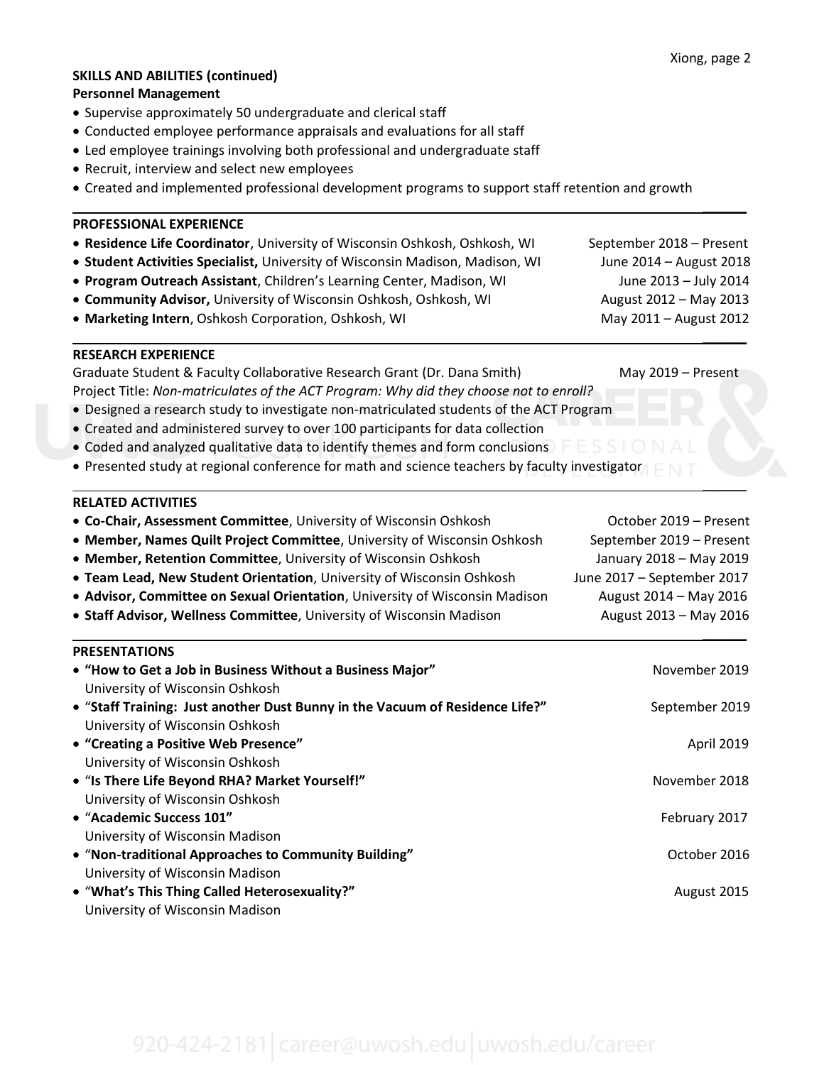**SKILLS AND ABILITIES (continued)**

**Personnel Management**

- Supervise approximately 50 undergraduate and clerical staff
- Conducted employee performance appraisals and evaluations for all staff
- Led employee trainings involving both professional and undergraduate staff
- Recruit, interview and select new employees
- Created and implemented professional development programs to support staff retention and growth

## PROFESSIONAL EXPERIENCE

- **Residence Life Coordinator**, University of Wisconsin Oshkosh, Oshkosh, WI — September 2018 – Present
- **Student Activities Specialist,** University of Wisconsin Madison, Madison, WI — June 2014 – August 2018
- **Program Outreach Assistant**, Children's Learning Center, Madison, WI — June 2013 – July 2014
- **Community Advisor,** University of Wisconsin Oshkosh, Oshkosh, WI — August 2012 – May 2013
- **Marketing Intern**, Oshkosh Corporation, Oshkosh, WI — May 2011 – August 2012

## RESEARCH EXPERIENCE

Graduate Student & Faculty Collaborative Research Grant (Dr. Dana Smith) — May 2019 – Present

Project Title: *Non-matriculates of the ACT Program: Why did they choose not to enroll?*

- Designed a research study to investigate non-matriculated students of the ACT Program
- Created and administered survey to over 100 participants for data collection
- Coded and analyzed qualitative data to identify themes and form conclusions
- Presented study at regional conference for math and science teachers by faculty investigator

## RELATED ACTIVITIES

- **Co-Chair, Assessment Committee**, University of Wisconsin Oshkosh — October 2019 – Present
- **Member, Names Quilt Project Committee**, University of Wisconsin Oshkosh — September 2019 – Present
- **Member, Retention Committee**, University of Wisconsin Oshkosh — January 2018 – May 2019
- **Team Lead, New Student Orientation**, University of Wisconsin Oshkosh — June 2017 – September 2017
- **Advisor, Committee on Sexual Orientation**, University of Wisconsin Madison — August 2014 – May 2016
- **Staff Advisor, Wellness Committee**, University of Wisconsin Madison — August 2013 – May 2016

## PRESENTATIONS

- **"How to Get a Job in Business Without a Business Major"** — November 2019
  University of Wisconsin Oshkosh
- "**Staff Training: Just another Dust Bunny in the Vacuum of Residence Life?"** — September 2019
  University of Wisconsin Oshkosh
- **"Creating a Positive Web Presence"** — April 2019
  University of Wisconsin Oshkosh
- "**Is There Life Beyond RHA? Market Yourself!"** — November 2018
  University of Wisconsin Oshkosh
- "**Academic Success 101"** — February 2017
  University of Wisconsin Madison
- "**Non-traditional Approaches to Community Building"** — October 2016
  University of Wisconsin Madison
- "**What's This Thing Called Heterosexuality?"** — August 2015
  University of Wisconsin Madison